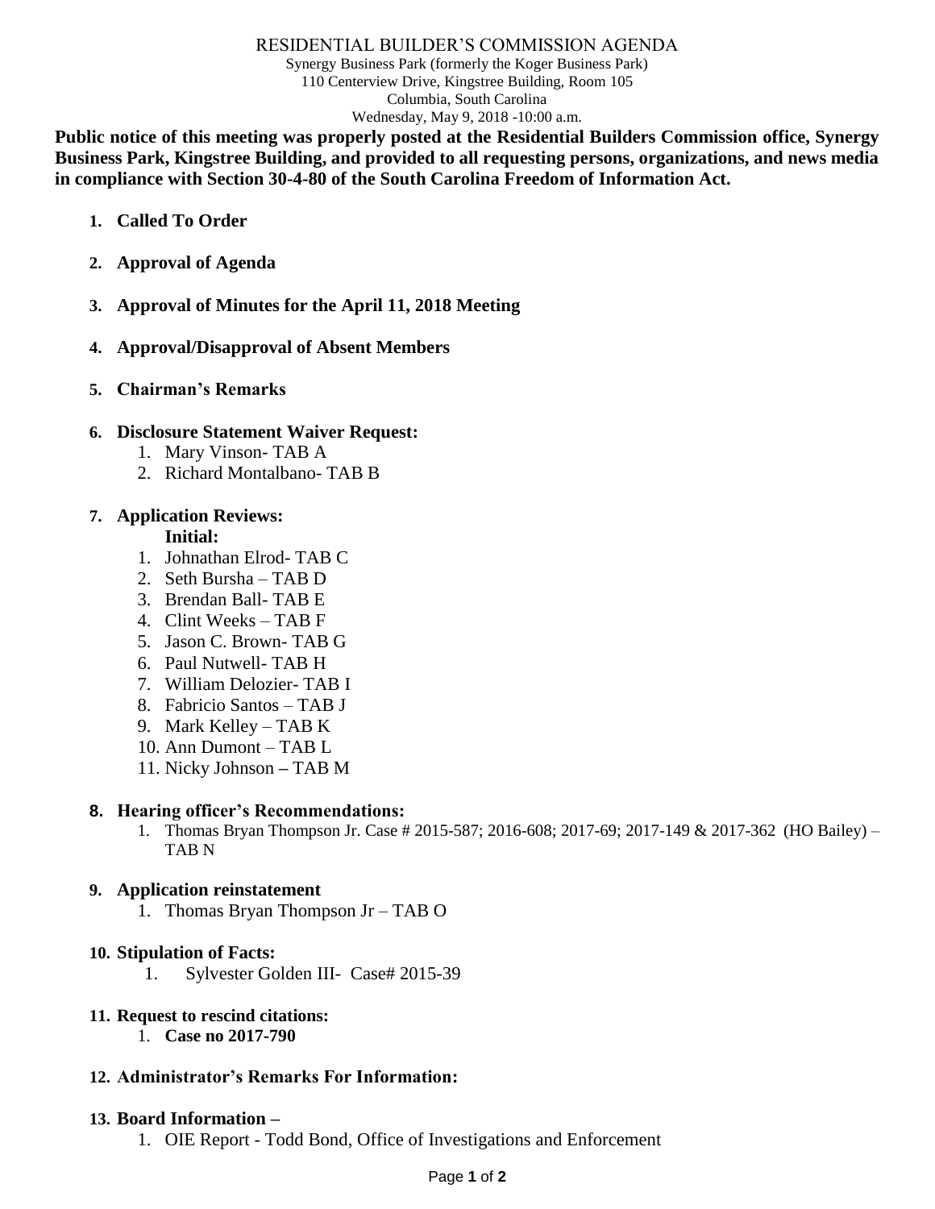# RESIDENTIAL BUILDER'S COMMISSION AGENDA

Synergy Business Park (formerly the Koger Business Park)
110 Centerview Drive, Kingstree Building, Room 105
Columbia, South Carolina
Wednesday, May 9, 2018 -10:00 a.m.

**Public notice of this meeting was properly posted at the Residential Builders Commission office, Synergy Business Park, Kingstree Building, and provided to all requesting persons, organizations, and news media in compliance with Section 30-4-80 of the South Carolina Freedom of Information Act.**

1. **Called To Order**

2. **Approval of Agenda**

3. **Approval of Minutes for the April 11, 2018 Meeting**

4. **Approval/Disapproval of Absent Members**

5. **Chairman's Remarks**

6. **Disclosure Statement Waiver Request:**
   1. Mary Vinson- TAB A
   2. Richard Montalbano- TAB B

7. **Application Reviews:**

   **Initial:**
   1. Johnathan Elrod- TAB C
   2. Seth Bursha – TAB D
   3. Brendan Ball- TAB E
   4. Clint Weeks – TAB F
   5. Jason C. Brown- TAB G
   6. Paul Nutwell- TAB H
   7. William Delozier- TAB I
   8. Fabricio Santos – TAB J
   9. Mark Kelley – TAB K
   10. Ann Dumont – TAB L
   11. Nicky Johnson – TAB M

8. **Hearing officer's Recommendations:**
   1. Thomas Bryan Thompson Jr. Case # 2015-587; 2016-608; 2017-69; 2017-149 & 2017-362 (HO Bailey) – TAB N

9. **Application reinstatement**
   1. Thomas Bryan Thompson Jr – TAB O

10. **Stipulation of Facts:**
    1. Sylvester Golden III- Case# 2015-39

11. **Request to rescind citations:**
    1. **Case no 2017-790**

12. **Administrator's Remarks For Information:**

13. **Board Information –**
    1. OIE Report - Todd Bond, Office of Investigations and Enforcement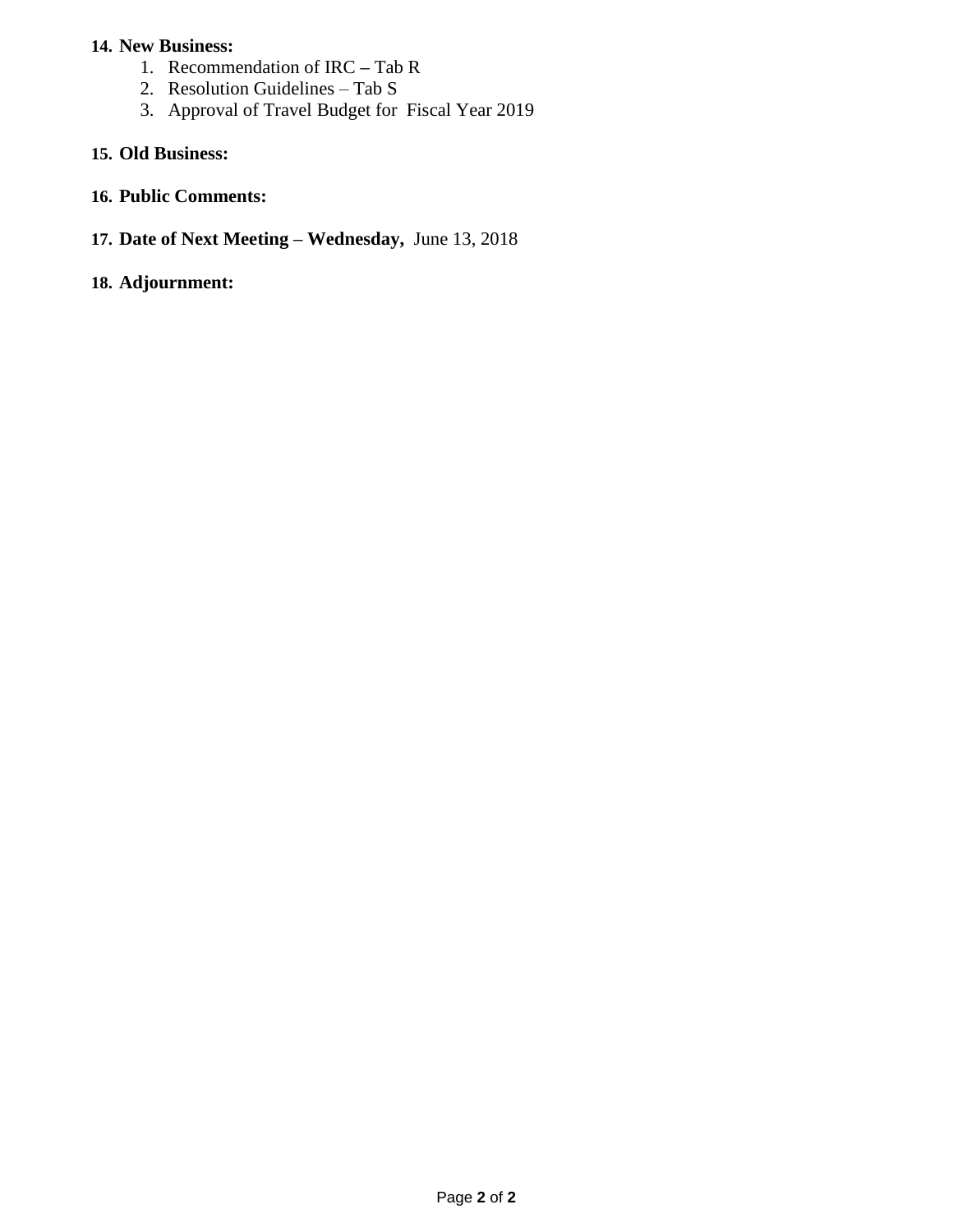**14. New Business:**

1. Recommendation of IRC – Tab R
2. Resolution Guidelines – Tab S
3. Approval of Travel Budget for Fiscal Year 2019

**15. Old Business:**

**16. Public Comments:**

**17. Date of Next Meeting – Wednesday,** June 13, 2018

**18. Adjournment:**